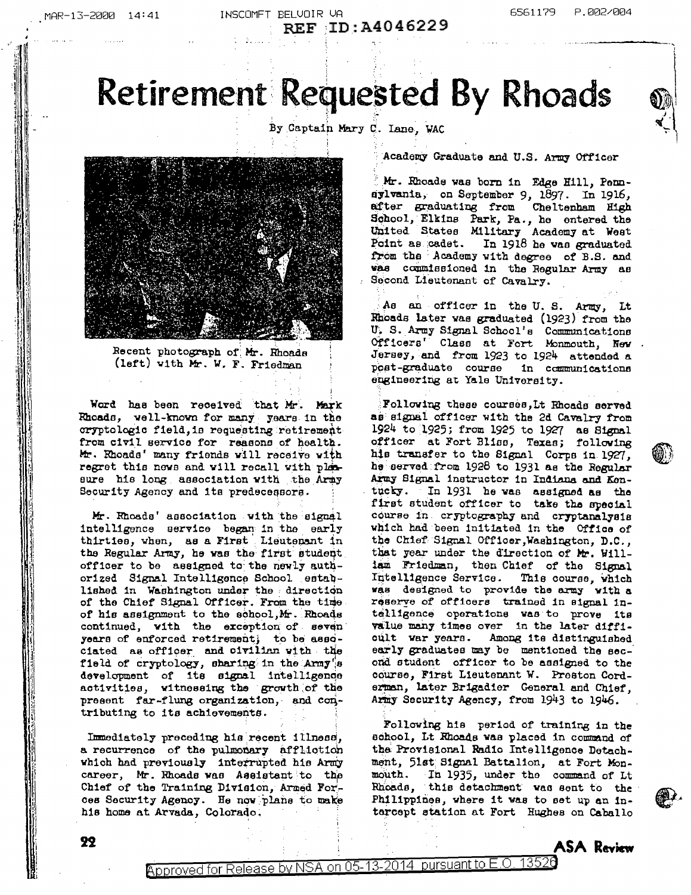# Retirement Requested By Rhoads

By Captain Mary C. Lane, WAC

Recent photograph of Mr. Rhoads (left) with Mr. W. F. Friedman

Word has been received that Mr. Mark Rhoads, well-known for many years in the cryptologic field, is requesting retirement from civil service for reasons of health. Mr. Rhoads' many friends will receive with regret this news and will recall with pleasure his long association with the Army Security Agency and its predecessors.

Mr. Rhoads' association with the signal intelligence service began in the early thirties, when, as a First Lieutenant in the Regular Army, he was the first student officer to be assigned to the newly authorized Signal Intelligence School established in Washington under the direction of the Chief Signal Officer. From the time of his assignment to the school, Mr. Rhoads continued, with the exception of seven years of enforced retirement, to be associated as officer and civilian with the field of cryptology, sharing in the Army's development of its signal intelligence activities, witnessing the growth of the present far-flung organization, and contributing to its achievements.

Immediately preceding his recent illness, a recurrence of the pulmonary affliction which had previously interrupted his Army career, Mr. Rhoads was Assistant to the Chief of the Training Division, Armed Forces Security Agency. He now plans to make his home at Arvada, Colorado.

## Academy Graduate and U.S. Army Officer

Mr. Rhoads was born in Edge Hill, Pennsylvania, on September 9, 1897. In 1916, after graduating from Cheltenham High School, Elkins Park, Pa., he entered the United States Military Academy at West Point as cadet. In 1918 he was graduated from the Academy with degree of B.S. and was commissioned in the Regular Army as Second Lieutenant of Cavalry.

As an officer in the U. S. Army, Lt Rhoads later was graduated (1923) from the U. S. Army Signal School's Communications Officers' Class at Fort Monmouth, New Jersey, and from 1923 to 1924 attended a post-graduate course in communications engineering at Yale University.

Following these courses, Lt Rhoads served as signal officer with the 2d Cavalry from 1924 to 1925; from 1925 to 1927 as Signal officer at Fort Bliss, Texas; following his transfer to the Signal Corps in 1927, he served from 1928 to 1931 as the Regular Army Signal instructor in Indiana and Kentucky. In 1931 he was assigned as the first student officer to take the special course in cryptography and cryptanalysis which had been initiated in the Office of the Chief Signal Officer, Washington, D.C., that year under the direction of Mr. William Friedman, then Chief of the Signal Intelligence Service. This course, which was designed to provide the army with a reserve of officers trained in signal intelligence operations was to prove its value many times over in the later difficult war years. Among its distinguished early graduates may be mentioned the second student officer to be assigned to the course, First Lieutenant W. Preston Corderman, later Brigadier General and Chief, Army Security Agency, from 1943 to 1946.

Following his period of training in the school, Lt Rhoads was placed in command of the Provisional Radio Intelligence Detachment, 51st Signal Battalion, at Fort Monmouth. In 1935, under the command of Lt Rhoads, this detachment was sent to the Philippines, where it was to set up an intercept station at Fort Hughes on Caballo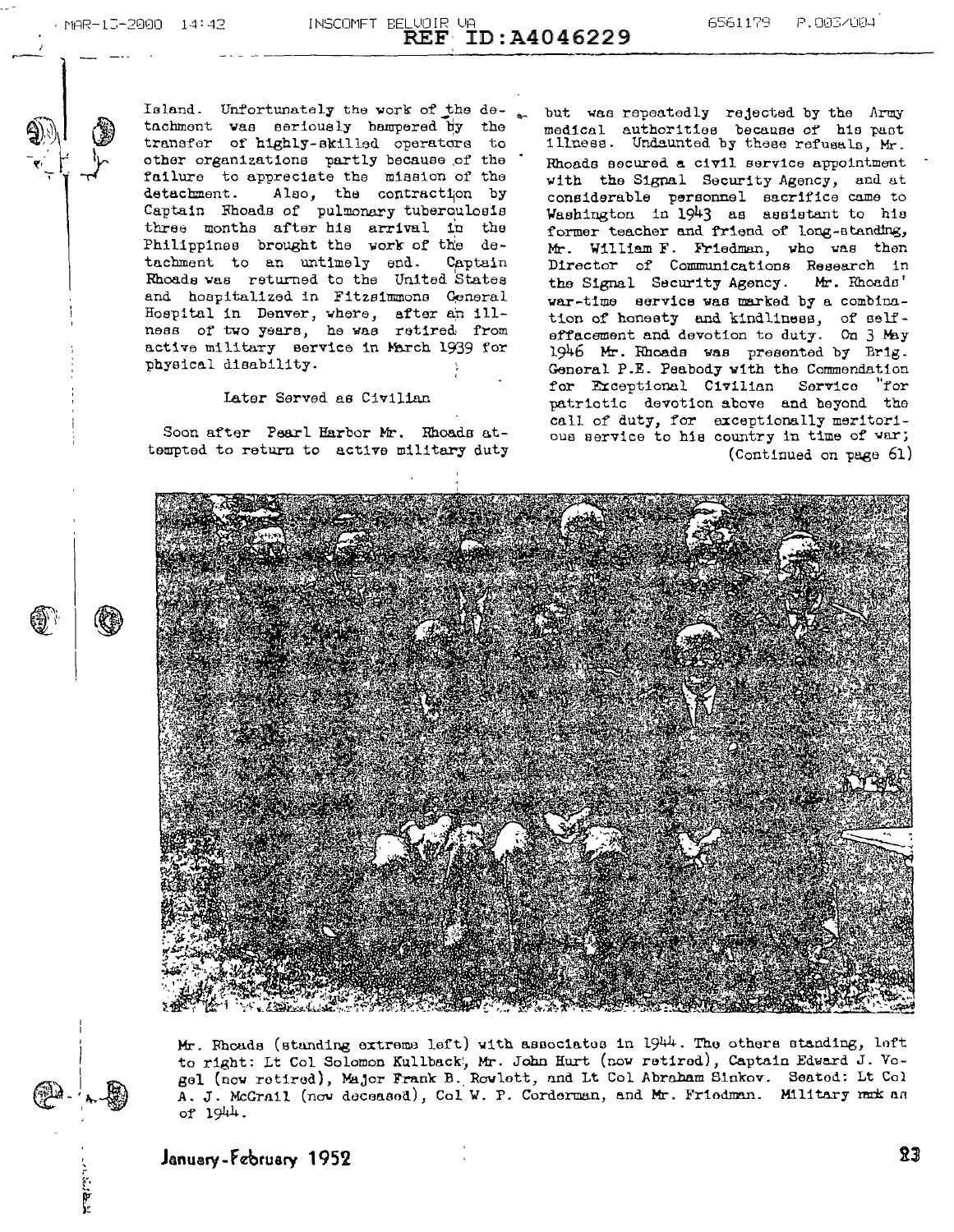Island. Unfortunately the work of the detachment was seriously hampered by the transfer of highly-skilled operators to other organizations partly because of the failure to appreciate the mission of the detachment. Also, the contraction by Captain Rhoads of pulmonary tuberculosis three months after his arrival in the Philippines brought the work of the detachment to an untimely end. Captain Rhoads was returned to the United States and hospitalized in Fitzsimmons General Hospital in Denver, where, after an illness of two years, he was retired from active military service in March 1939 for physical disability.

### Later Served as Civilian

Soon after Pearl Harbor Mr. Rhoads attempted to return to active military duty but was repeatedly rejected by the Army medical authorities because of his past illness. Undaunted by these refusals, Mr. Rhoads secured a civil service appointment with the Signal Security Agency, and at considerable personnel sacrifice came to Washington in 1943 as assistant to his former teacher and friend of long-standing, Mr. William F. Friedman, who was then Director of Communications Research in the Signal Security Agency. Mr. Rhoads' war-time service was marked by a combination of honesty and kindliness, of self-effacement and devotion to duty. On 3 May 1946 Mr. Rhoads was presented by Brig. General P.E. Peabody with the Commendation for Exceptional Civilian Service "for patriotic devotion above and beyond the call of duty, for exceptionally meritorious service to his country in time of war;

(Continued on page 61)

Mr. Rhoads (standing extreme left) with associates in 1944. The others standing, left to right: Lt Col Solomon Kullback, Mr. John Hurt (now retired), Captain Edward J. Vogel (now retired), Major Frank B. Rowlett, and Lt Col Abraham Sinkov. Seated: Lt Col A. J. McGrail (now deceased), Col W. P. Corderman, and Mr. Friedman. Military rank as of 1944.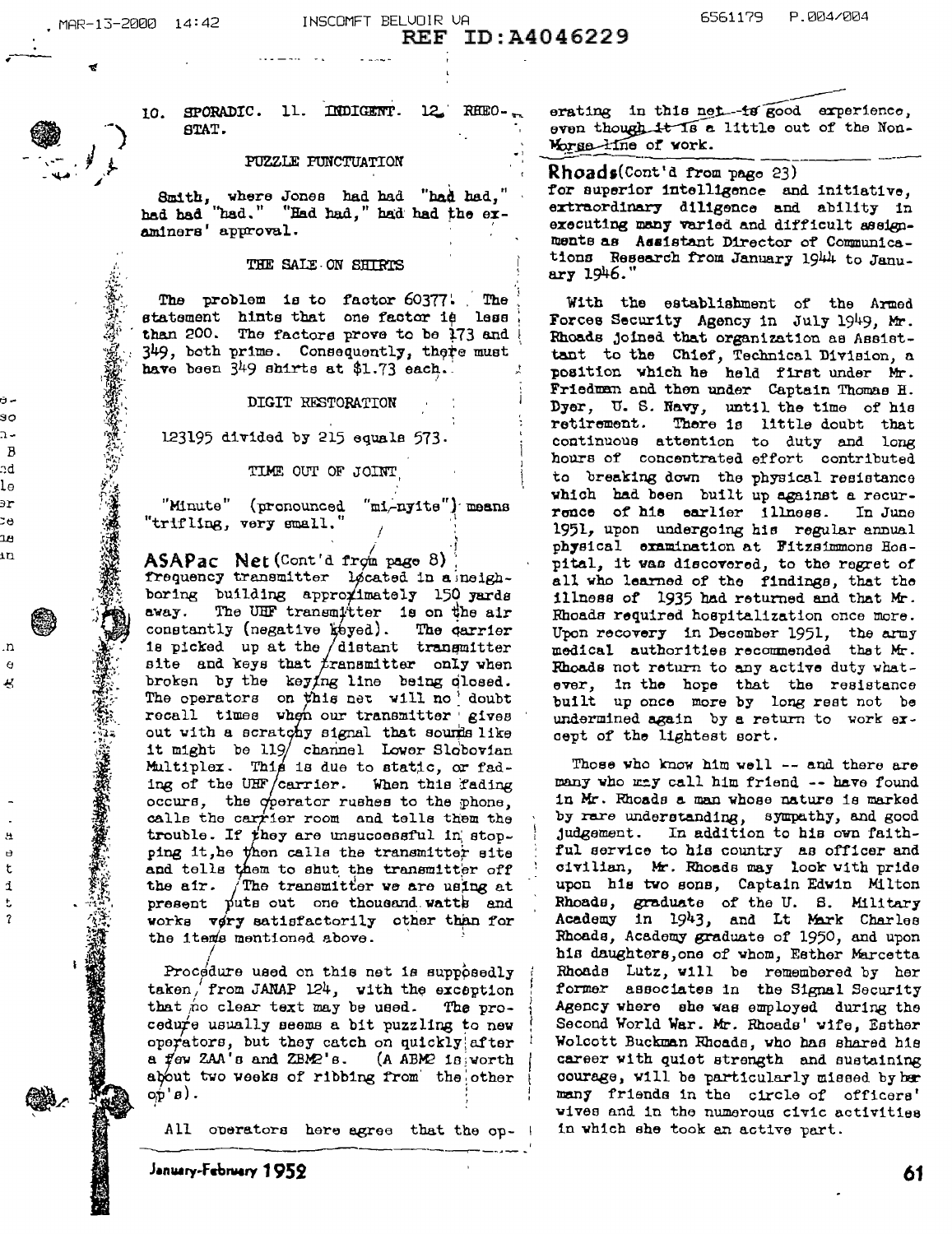10. SPORADIC. 11. INDIGENT. 12. RHEOSTAT.

### PUZZLE PUNCTUATION

Smith, where Jones had had "had had," had had "had." "Had had," had had the examiners' approval.

### THE SALE ON SHIRTS

The problem is to factor 60377. The statement hints that one factor is less than 200. The factors prove to be 173 and 349, both prime. Consequently, there must have been 349 shirts at $1.73 each.

### DIGIT RESTORATION

123195 divided by 215 equals 573.

### TIME OUT OF JOINT

"Minute" (pronounced "mi-nyite") means "trifling, very small."

**ASAPac Net** (Cont'd from page 8)

frequency transmitter located in a neighboring building approximately 150 yards away. The UHF transmitter is on the air constantly (negative keyed). The carrier is picked up at the distant transmitter site and keys that transmitter only when broken by the keying line being closed. The operators on this net will no doubt recall times when our transmitter gives out with a scratchy signal that sounds like it might be 119 channel Lower Slobovian Multiplex. This is due to static, or fading of the UHF carrier. When this fading occurs, the operator rushes to the phone, calls the carrier room and tells them the trouble. If they are unsuccessful in stopping it, he then calls the transmitter site and tells them to shut the transmitter off the air. The transmitter we are using at present puts out one thousand watts and works very satisfactorily other than for the items mentioned above.

Procedure used on this net is supposedly taken from JANAP 124, with the exception that no clear text may be used. The procedure usually seems a bit puzzling to new operators, but they catch on quickly after a few ZAA's and ZBM2's. (A ABM2 is worth about two weeks of ribbing from the other op's).

All operators here agree that the operating in this net is good experience, even though it is a little out of the Non-Morse line of work.

**Rhoads** (Cont'd from page 23)

for superior intelligence and initiative, extraordinary diligence and ability in executing many varied and difficult assignments as Assistant Director of Communications Research from January 1944 to January 1946."

With the establishment of the Armed Forces Security Agency in July 1949, Mr. Rhoads joined that organization as Assistant to the Chief, Technical Division, a position which he held first under Mr. Friedman and then under Captain Thomas H. Dyer, U. S. Navy, until the time of his retirement. There is little doubt that continuous attention to duty and long hours of concentrated effort contributed to breaking down the physical resistance which had been built up against a recurrence of his earlier illness. In June 1951, upon undergoing his regular annual physical examination at Fitzsimmons Hospital, it was discovered, to the regret of all who learned of the findings, that the illness of 1935 had returned and that Mr. Rhoads required hospitalization once more. Upon recovery in December 1951, the army medical authorities recommended that Mr. Rhoads not return to any active duty whatever, in the hope that the resistance built up once more by long rest not be undermined again by a return to work except of the lightest sort.

Those who know him well -- and there are many who may call him friend -- have found in Mr. Rhoads a man whose nature is marked by rare understanding, sympathy, and good judgement. In addition to his own faithful service to his country as officer and civilian, Mr. Rhoads may look with pride upon his two sons, Captain Edwin Milton Rhoads, graduate of the U. S. Military Academy in 1943, and Lt Mark Charles Rhoads, Academy graduate of 1950, and upon his daughters, one of whom, Esther Marcetta Rhoads Lutz, will be remembered by her former associates in the Signal Security Agency where she was employed during the Second World War. Mr. Rhoads' wife, Esther Wolcott Buckman Rhoads, who has shared his career with quiet strength and sustaining courage, will be particularly missed by her many friends in the circle of officers' wives and in the numerous civic activities in which she took an active part.